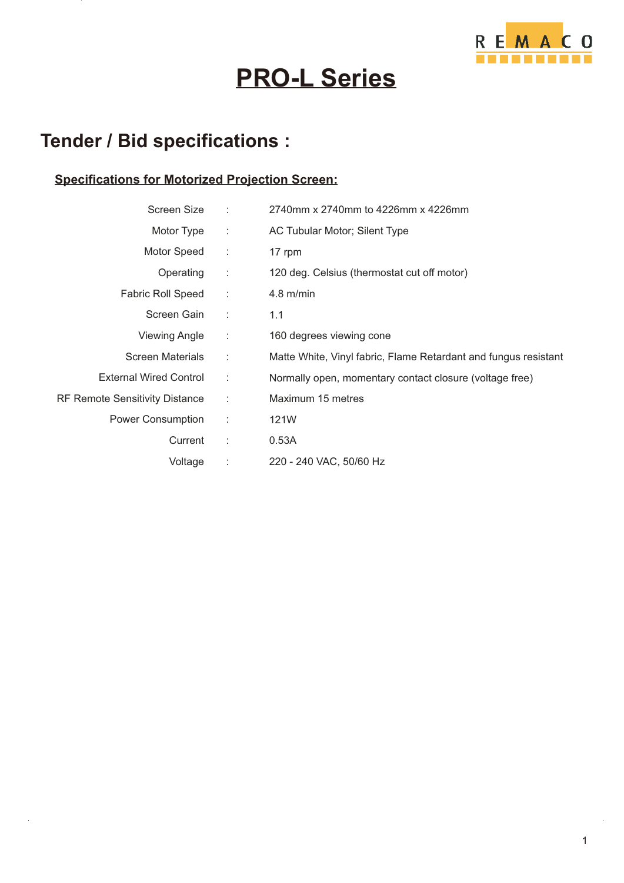REMACO

# PRO-L Series

## Tender / Bid specifications :

### Specifications for Motorized Projection Screen:

| | | |
|---|---|---|
| Screen Size | : | 2740mm x 2740mm to 4226mm x 4226mm |
| Motor Type | : | AC Tubular Motor; Silent Type |
| Motor Speed | : | 17 rpm |
| Operating | : | 120 deg. Celsius (thermostat cut off motor) |
| Fabric Roll Speed | : | 4.8 m/min |
| Screen Gain | : | 1.1 |
| Viewing Angle | : | 160 degrees viewing cone |
| Screen Materials | : | Matte White, Vinyl fabric, Flame Retardant and fungus resistant |
| External Wired Control | : | Normally open, momentary contact closure (voltage free) |
| RF Remote Sensitivity Distance | : | Maximum 15 metres |
| Power Consumption | : | 121W |
| Current | : | 0.53A |
| Voltage | : | 220 - 240 VAC, 50/60 Hz |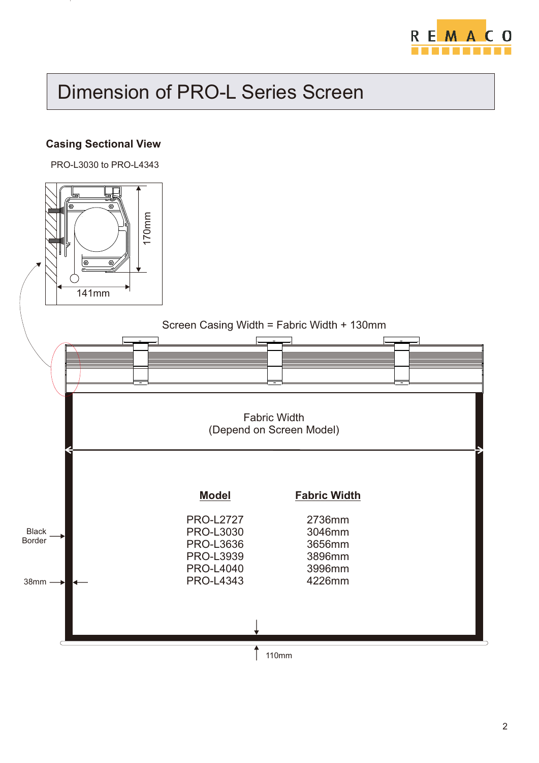# Dimension of PRO-L Series Screen

### Casing Sectional View

PRO-L3030 to PRO-L4343

170mm

141mm

Screen Casing Width = Fabric Width + 130mm

Fabric Width
(Depend on Screen Model)

| Model | Fabric Width |
|---|---|
| PRO-L2727 | 2736mm |
| PRO-L3030 | 3046mm |
| PRO-L3636 | 3656mm |
| PRO-L3939 | 3896mm |
| PRO-L4040 | 3996mm |
| PRO-L4343 | 4226mm |

Black Border

38mm

110mm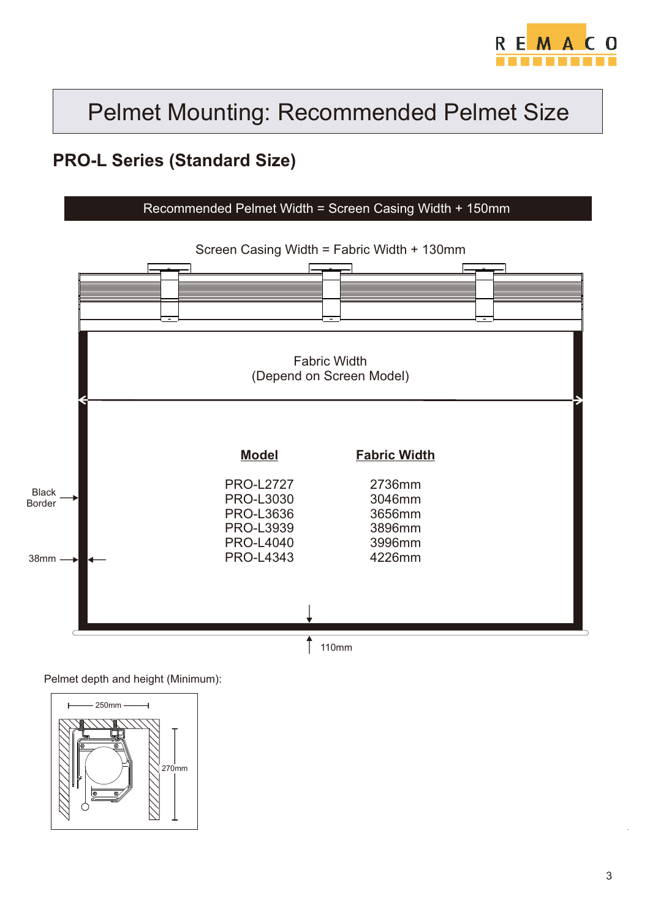# Pelmet Mounting: Recommended Pelmet Size

## PRO-L Series (Standard Size)

**Recommended Pelmet Width = Screen Casing Width + 150mm**

Screen Casing Width = Fabric Width + 130mm

Fabric Width
(Depend on Screen Model)

| Model | Fabric Width |
|---|---|
| PRO-L2727 | 2736mm |
| PRO-L3030 | 3046mm |
| PRO-L3636 | 3656mm |
| PRO-L3939 | 3896mm |
| PRO-L4040 | 3996mm |
| PRO-L4343 | 4226mm |

Black Border

38mm

110mm

Pelmet depth and height (Minimum):

250mm

270mm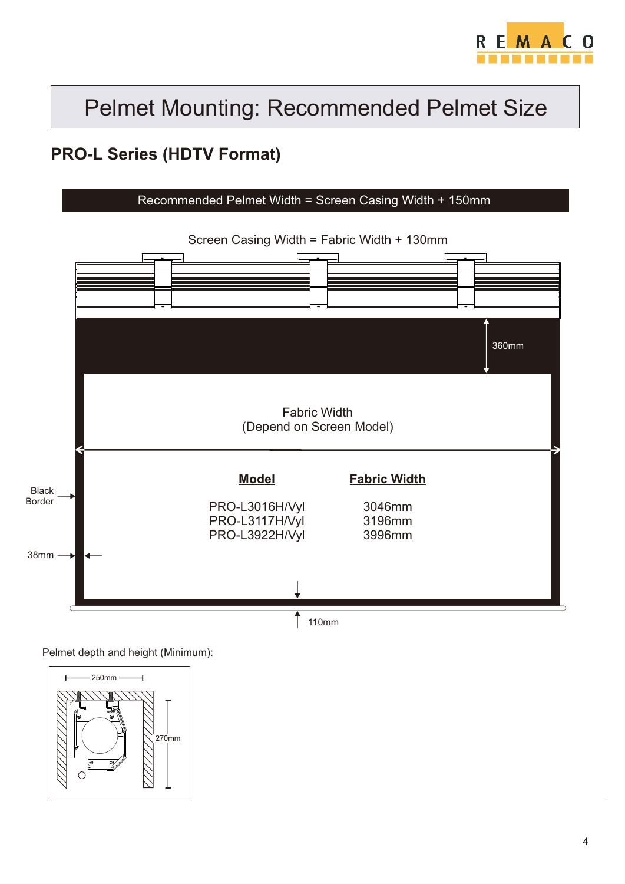# Pelmet Mounting: Recommended Pelmet Size

## PRO-L Series (HDTV Format)

**Recommended Pelmet Width = Screen Casing Width + 150mm**

Screen Casing Width = Fabric Width + 130mm

360mm

Fabric Width
(Depend on Screen Model)

| Model | Fabric Width |
|---|---|
| PRO-L3016H/Vyl | 3046mm |
| PRO-L3117H/Vyl | 3196mm |
| PRO-L3922H/Vyl | 3996mm |

Black Border

38mm

110mm

Pelmet depth and height (Minimum):

250mm

270mm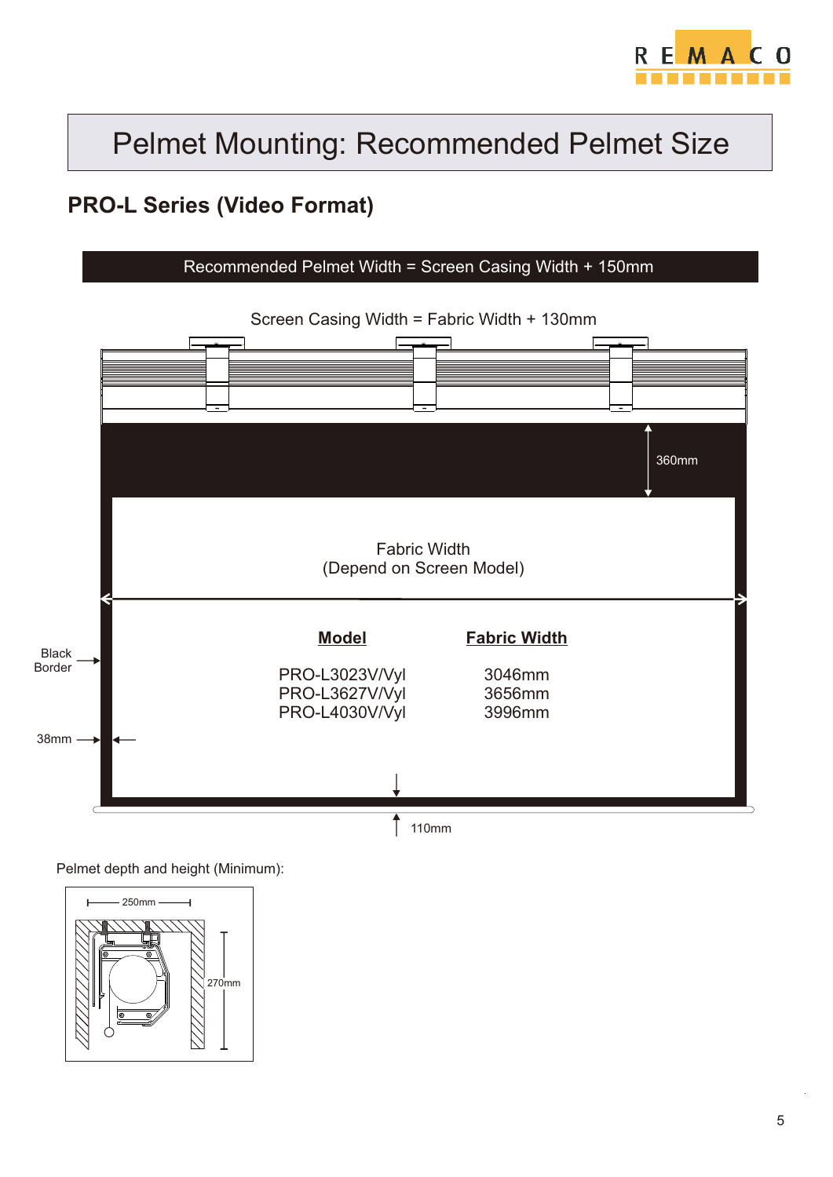# Pelmet Mounting: Recommended Pelmet Size

## PRO-L Series (Video Format)

**Recommended Pelmet Width = Screen Casing Width + 150mm**

Screen Casing Width = Fabric Width + 130mm

360mm

Fabric Width
(Depend on Screen Model)

| Model | Fabric Width |
|---|---|
| PRO-L3023V/Vyl | 3046mm |
| PRO-L3627V/Vyl | 3656mm |
| PRO-L4030V/Vyl | 3996mm |

Black Border

38mm

110mm

Pelmet depth and height (Minimum):

250mm

270mm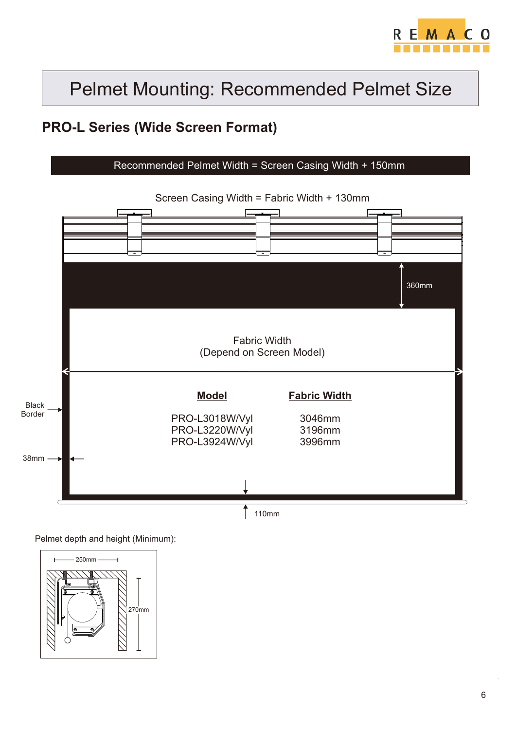# Pelmet Mounting: Recommended Pelmet Size

## PRO-L Series (Wide Screen Format)

**Recommended Pelmet Width = Screen Casing Width + 150mm**

Screen Casing Width = Fabric Width + 130mm

360mm

Fabric Width
(Depend on Screen Model)

| Model | Fabric Width |
|---|---|
| PRO-L3018W/Vyl | 3046mm |
| PRO-L3220W/Vyl | 3196mm |
| PRO-L3924W/Vyl | 3996mm |

Black Border

38mm

110mm

Pelmet depth and height (Minimum):

250mm

270mm